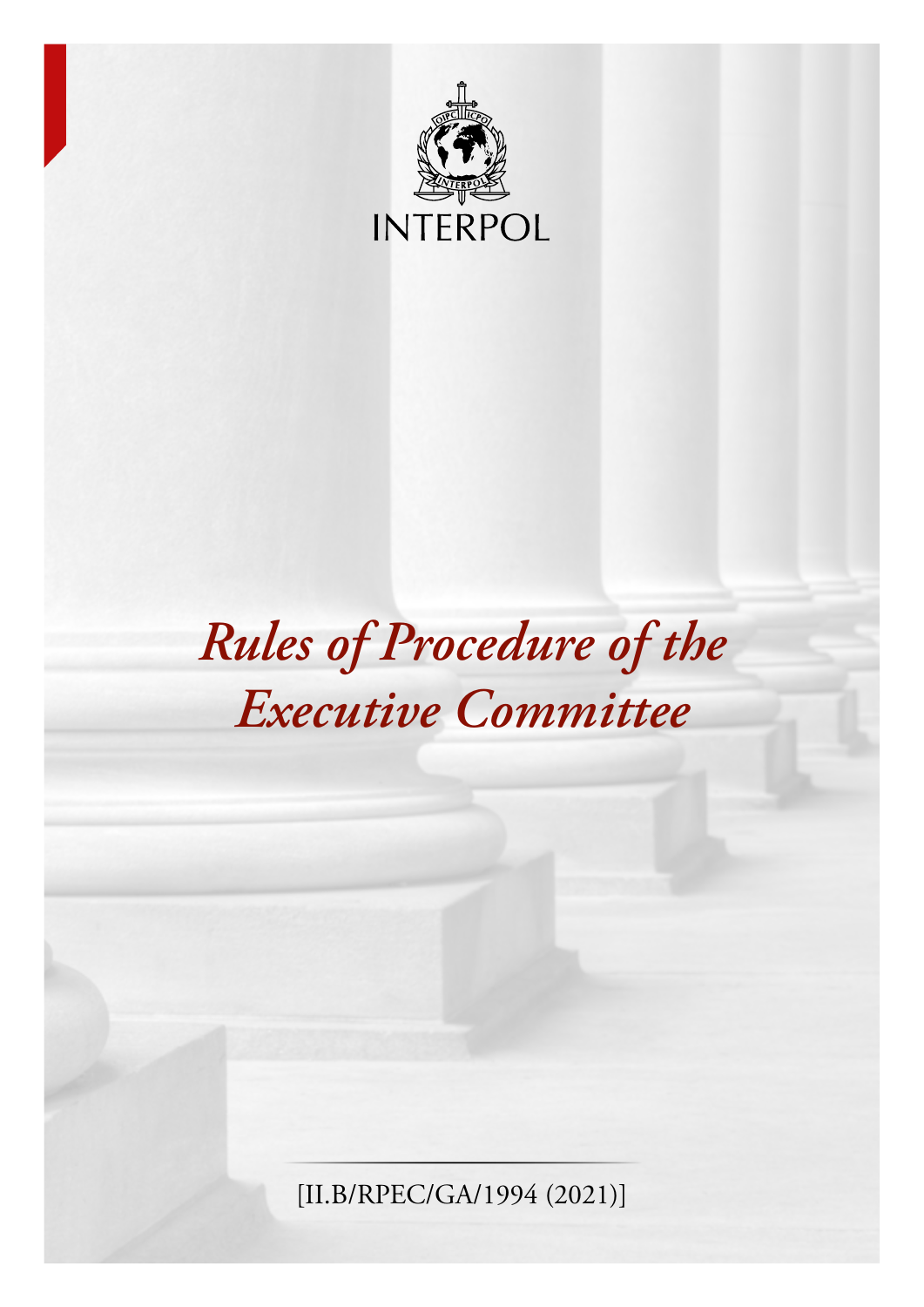INTERPOL

# *Rules of Procedure of the Executive Committee*

[II.B/RPEC/GA/1994 (2021)]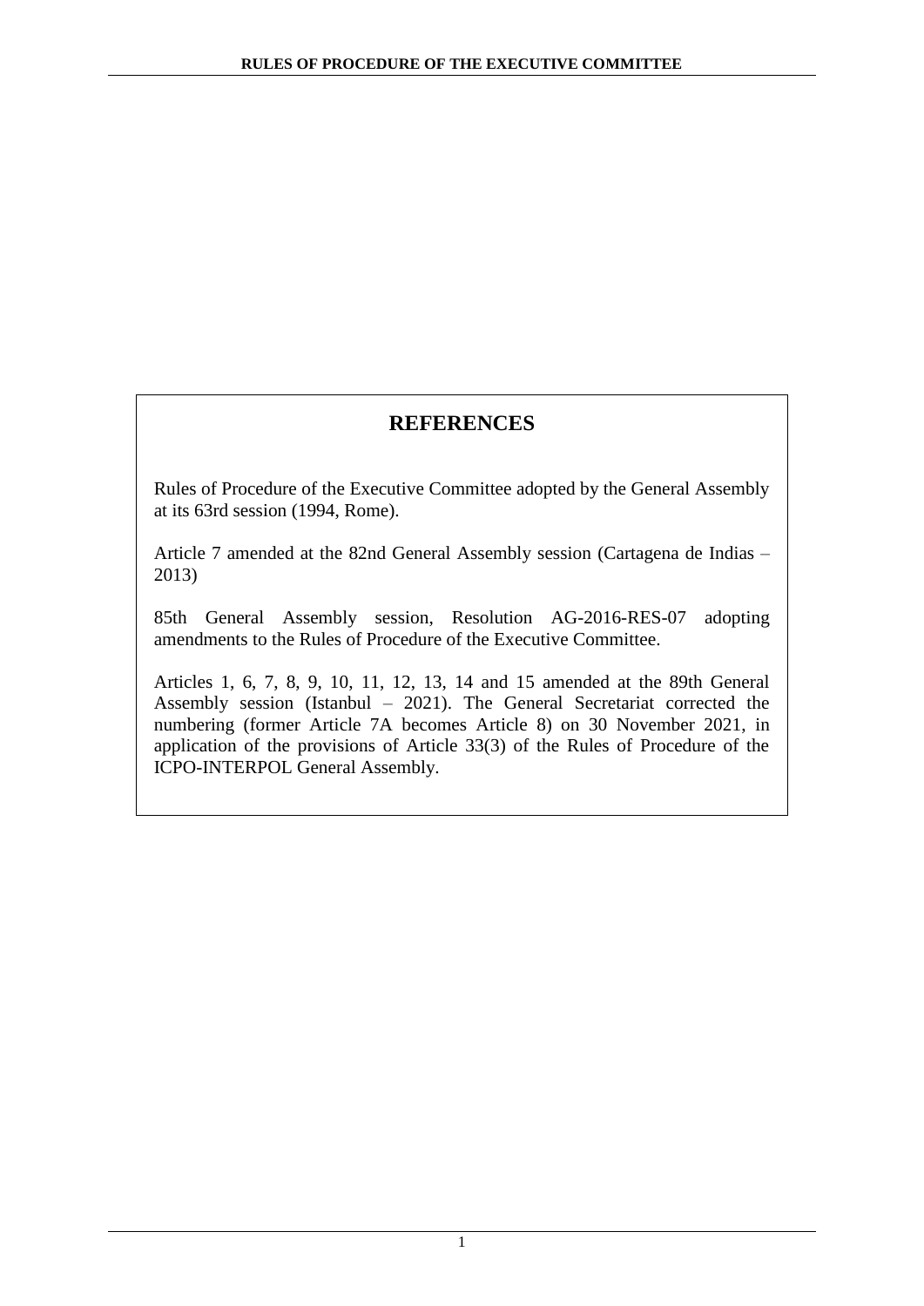## REFERENCES

Rules of Procedure of the Executive Committee adopted by the General Assembly at its 63rd session (1994, Rome).

Article 7 amended at the 82nd General Assembly session (Cartagena de Indias – 2013)

85th General Assembly session, Resolution AG-2016-RES-07 adopting amendments to the Rules of Procedure of the Executive Committee.

Articles 1, 6, 7, 8, 9, 10, 11, 12, 13, 14 and 15 amended at the 89th General Assembly session (Istanbul – 2021). The General Secretariat corrected the numbering (former Article 7A becomes Article 8) on 30 November 2021, in application of the provisions of Article 33(3) of the Rules of Procedure of the ICPO-INTERPOL General Assembly.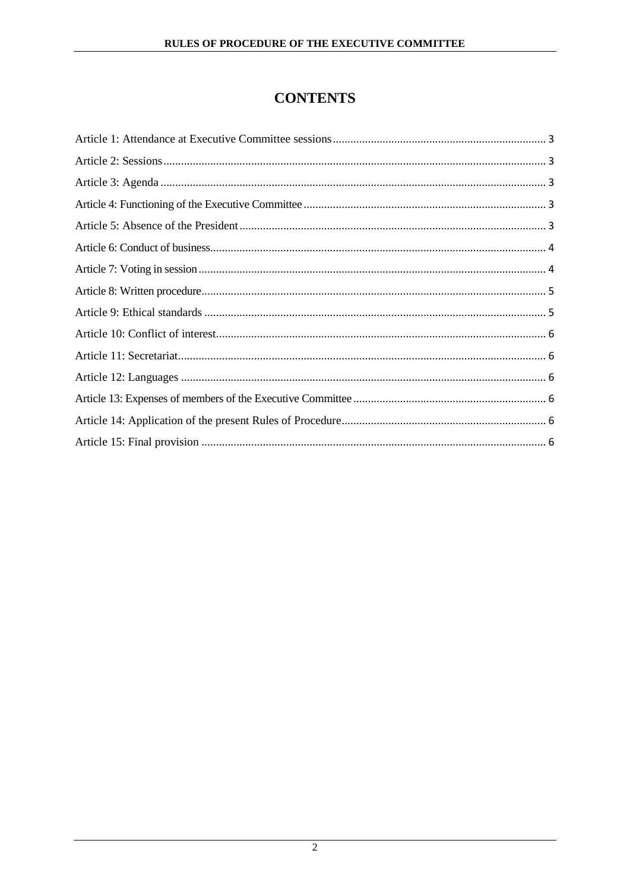# CONTENTS

Article 1: Attendance at Executive Committee sessions ........................................................................ 3

Article 2: Sessions ................................................................................................................................. 3

Article 3: Agenda .................................................................................................................................. 3

Article 4: Functioning of the Executive Committee ................................................................................ 3

Article 5: Absence of the President ....................................................................................................... 3

Article 6: Conduct of business ................................................................................................................ 4

Article 7: Voting in session ..................................................................................................................... 4

Article 8: Written procedure ................................................................................................................... 5

Article 9: Ethical standards .................................................................................................................... 5

Article 10: Conflict of interest ................................................................................................................ 6

Article 11: Secretariat ............................................................................................................................ 6

Article 12: Languages ............................................................................................................................ 6

Article 13: Expenses of members of the Executive Committee ............................................................... 6

Article 14: Application of the present Rules of Procedure ...................................................................... 6

Article 15: Final provision ...................................................................................................................... 6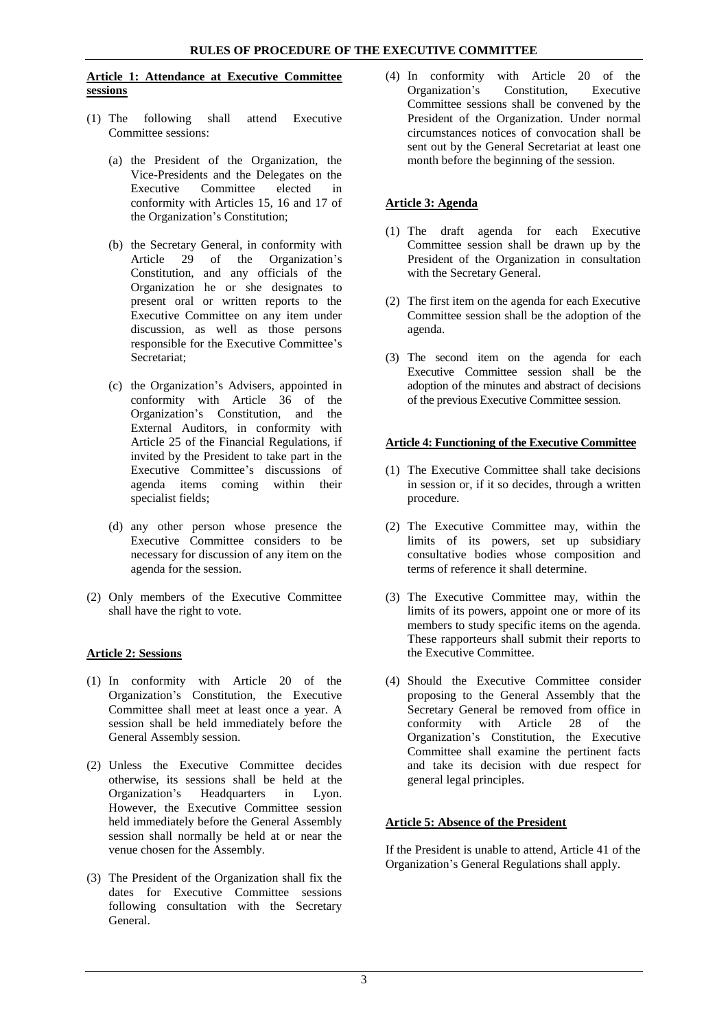# RULES OF PROCEDURE OF THE EXECUTIVE COMMITTEE

**Article 1: Attendance at Executive Committee sessions**

(1) The following shall attend Executive Committee sessions:

(a) the President of the Organization, the Vice-Presidents and the Delegates on the Executive Committee elected in conformity with Articles 15, 16 and 17 of the Organization's Constitution;

(b) the Secretary General, in conformity with Article 29 of the Organization's Constitution, and any officials of the Organization he or she designates to present oral or written reports to the Executive Committee on any item under discussion, as well as those persons responsible for the Executive Committee's Secretariat;

(c) the Organization's Advisers, appointed in conformity with Article 36 of the Organization's Constitution, and the External Auditors, in conformity with Article 25 of the Financial Regulations, if invited by the President to take part in the Executive Committee's discussions of agenda items coming within their specialist fields;

(d) any other person whose presence the Executive Committee considers to be necessary for discussion of any item on the agenda for the session.

(2) Only members of the Executive Committee shall have the right to vote.

**Article 2: Sessions**

(1) In conformity with Article 20 of the Organization's Constitution, the Executive Committee shall meet at least once a year. A session shall be held immediately before the General Assembly session.

(2) Unless the Executive Committee decides otherwise, its sessions shall be held at the Organization's Headquarters in Lyon. However, the Executive Committee session held immediately before the General Assembly session shall normally be held at or near the venue chosen for the Assembly.

(3) The President of the Organization shall fix the dates for Executive Committee sessions following consultation with the Secretary General.

(4) In conformity with Article 20 of the Organization's Constitution, Executive Committee sessions shall be convened by the President of the Organization. Under normal circumstances notices of convocation shall be sent out by the General Secretariat at least one month before the beginning of the session.

**Article 3: Agenda**

(1) The draft agenda for each Executive Committee session shall be drawn up by the President of the Organization in consultation with the Secretary General.

(2) The first item on the agenda for each Executive Committee session shall be the adoption of the agenda.

(3) The second item on the agenda for each Executive Committee session shall be the adoption of the minutes and abstract of decisions of the previous Executive Committee session.

**Article 4: Functioning of the Executive Committee**

(1) The Executive Committee shall take decisions in session or, if it so decides, through a written procedure.

(2) The Executive Committee may, within the limits of its powers, set up subsidiary consultative bodies whose composition and terms of reference it shall determine.

(3) The Executive Committee may, within the limits of its powers, appoint one or more of its members to study specific items on the agenda. These rapporteurs shall submit their reports to the Executive Committee.

(4) Should the Executive Committee consider proposing to the General Assembly that the Secretary General be removed from office in conformity with Article 28 of the Organization's Constitution, the Executive Committee shall examine the pertinent facts and take its decision with due respect for general legal principles.

**Article 5: Absence of the President**

If the President is unable to attend, Article 41 of the Organization's General Regulations shall apply.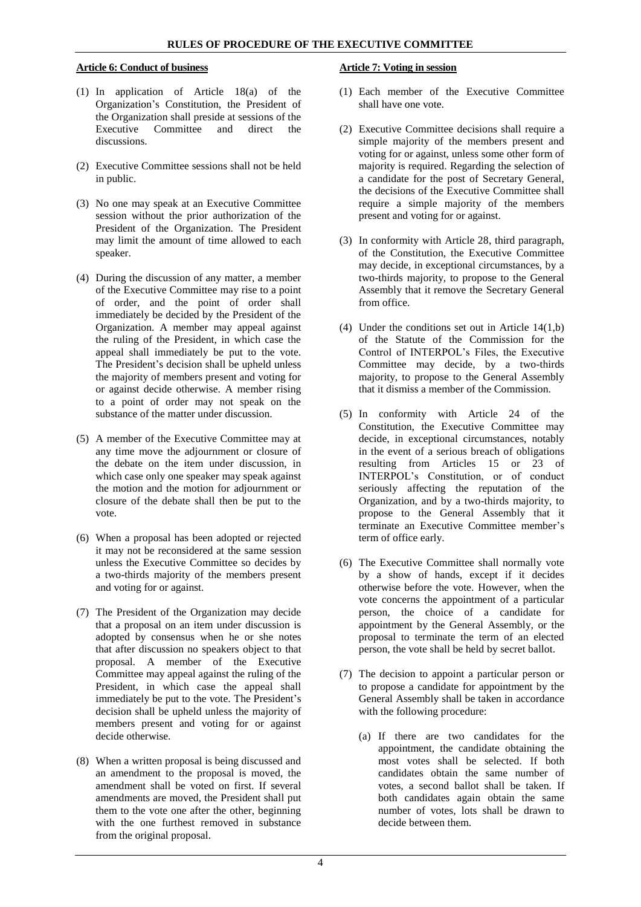### Article 6: Conduct of business

(1) In application of Article 18(a) of the Organization's Constitution, the President of the Organization shall preside at sessions of the Executive Committee and direct the discussions.

(2) Executive Committee sessions shall not be held in public.

(3) No one may speak at an Executive Committee session without the prior authorization of the President of the Organization. The President may limit the amount of time allowed to each speaker.

(4) During the discussion of any matter, a member of the Executive Committee may rise to a point of order, and the point of order shall immediately be decided by the President of the Organization. A member may appeal against the ruling of the President, in which case the appeal shall immediately be put to the vote. The President's decision shall be upheld unless the majority of members present and voting for or against decide otherwise. A member rising to a point of order may not speak on the substance of the matter under discussion.

(5) A member of the Executive Committee may at any time move the adjournment or closure of the debate on the item under discussion, in which case only one speaker may speak against the motion and the motion for adjournment or closure of the debate shall then be put to the vote.

(6) When a proposal has been adopted or rejected it may not be reconsidered at the same session unless the Executive Committee so decides by a two-thirds majority of the members present and voting for or against.

(7) The President of the Organization may decide that a proposal on an item under discussion is adopted by consensus when he or she notes that after discussion no speakers object to that proposal. A member of the Executive Committee may appeal against the ruling of the President, in which case the appeal shall immediately be put to the vote. The President's decision shall be upheld unless the majority of members present and voting for or against decide otherwise.

(8) When a written proposal is being discussed and an amendment to the proposal is moved, the amendment shall be voted on first. If several amendments are moved, the President shall put them to the vote one after the other, beginning with the one furthest removed in substance from the original proposal.

### Article 7: Voting in session

(1) Each member of the Executive Committee shall have one vote.

(2) Executive Committee decisions shall require a simple majority of the members present and voting for or against, unless some other form of majority is required. Regarding the selection of a candidate for the post of Secretary General, the decisions of the Executive Committee shall require a simple majority of the members present and voting for or against.

(3) In conformity with Article 28, third paragraph, of the Constitution, the Executive Committee may decide, in exceptional circumstances, by a two-thirds majority, to propose to the General Assembly that it remove the Secretary General from office.

(4) Under the conditions set out in Article 14(1,b) of the Statute of the Commission for the Control of INTERPOL's Files, the Executive Committee may decide, by a two-thirds majority, to propose to the General Assembly that it dismiss a member of the Commission.

(5) In conformity with Article 24 of the Constitution, the Executive Committee may decide, in exceptional circumstances, notably in the event of a serious breach of obligations resulting from Articles 15 or 23 of INTERPOL's Constitution, or of conduct seriously affecting the reputation of the Organization, and by a two-thirds majority, to propose to the General Assembly that it terminate an Executive Committee member's term of office early.

(6) The Executive Committee shall normally vote by a show of hands, except if it decides otherwise before the vote. However, when the vote concerns the appointment of a particular person, the choice of a candidate for appointment by the General Assembly, or the proposal to terminate the term of an elected person, the vote shall be held by secret ballot.

(7) The decision to appoint a particular person or to propose a candidate for appointment by the General Assembly shall be taken in accordance with the following procedure:

   (a) If there are two candidates for the appointment, the candidate obtaining the most votes shall be selected. If both candidates obtain the same number of votes, a second ballot shall be taken. If both candidates again obtain the same number of votes, lots shall be drawn to decide between them.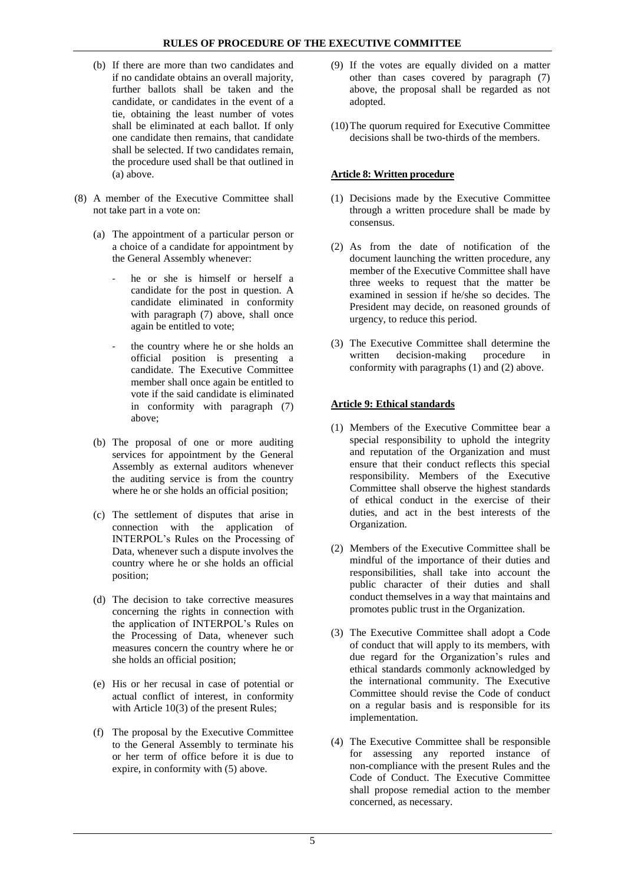(b) If there are more than two candidates and if no candidate obtains an overall majority, further ballots shall be taken and the candidate, or candidates in the event of a tie, obtaining the least number of votes shall be eliminated at each ballot. If only one candidate then remains, that candidate shall be selected. If two candidates remain, the procedure used shall be that outlined in (a) above.

(8) A member of the Executive Committee shall not take part in a vote on:

(a) The appointment of a particular person or a choice of a candidate for appointment by the General Assembly whenever:

- he or she is himself or herself a candidate for the post in question. A candidate eliminated in conformity with paragraph (7) above, shall once again be entitled to vote;

- the country where he or she holds an official position is presenting a candidate. The Executive Committee member shall once again be entitled to vote if the said candidate is eliminated in conformity with paragraph (7) above;

(b) The proposal of one or more auditing services for appointment by the General Assembly as external auditors whenever the auditing service is from the country where he or she holds an official position;

(c) The settlement of disputes that arise in connection with the application of INTERPOL's Rules on the Processing of Data, whenever such a dispute involves the country where he or she holds an official position;

(d) The decision to take corrective measures concerning the rights in connection with the application of INTERPOL's Rules on the Processing of Data, whenever such measures concern the country where he or she holds an official position;

(e) His or her recusal in case of potential or actual conflict of interest, in conformity with Article 10(3) of the present Rules;

(f) The proposal by the Executive Committee to the General Assembly to terminate his or her term of office before it is due to expire, in conformity with (5) above.

(9) If the votes are equally divided on a matter other than cases covered by paragraph (7) above, the proposal shall be regarded as not adopted.

(10) The quorum required for Executive Committee decisions shall be two-thirds of the members.

**Article 8: Written procedure**

(1) Decisions made by the Executive Committee through a written procedure shall be made by consensus.

(2) As from the date of notification of the document launching the written procedure, any member of the Executive Committee shall have three weeks to request that the matter be examined in session if he/she so decides. The President may decide, on reasoned grounds of urgency, to reduce this period.

(3) The Executive Committee shall determine the written decision-making procedure in conformity with paragraphs (1) and (2) above.

**Article 9: Ethical standards**

(1) Members of the Executive Committee bear a special responsibility to uphold the integrity and reputation of the Organization and must ensure that their conduct reflects this special responsibility. Members of the Executive Committee shall observe the highest standards of ethical conduct in the exercise of their duties, and act in the best interests of the Organization.

(2) Members of the Executive Committee shall be mindful of the importance of their duties and responsibilities, shall take into account the public character of their duties and shall conduct themselves in a way that maintains and promotes public trust in the Organization.

(3) The Executive Committee shall adopt a Code of conduct that will apply to its members, with due regard for the Organization's rules and ethical standards commonly acknowledged by the international community. The Executive Committee should revise the Code of conduct on a regular basis and is responsible for its implementation.

(4) The Executive Committee shall be responsible for assessing any reported instance of non-compliance with the present Rules and the Code of Conduct. The Executive Committee shall propose remedial action to the member concerned, as necessary.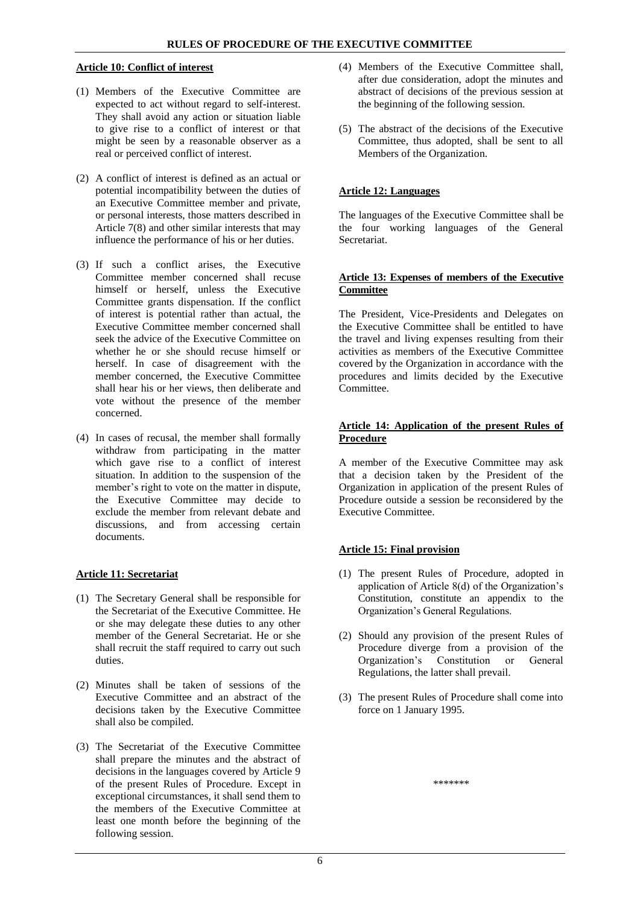### Article 10: Conflict of interest

(1) Members of the Executive Committee are expected to act without regard to self-interest. They shall avoid any action or situation liable to give rise to a conflict of interest or that might be seen by a reasonable observer as a real or perceived conflict of interest.

(2) A conflict of interest is defined as an actual or potential incompatibility between the duties of an Executive Committee member and private, or personal interests, those matters described in Article 7(8) and other similar interests that may influence the performance of his or her duties.

(3) If such a conflict arises, the Executive Committee member concerned shall recuse himself or herself, unless the Executive Committee grants dispensation. If the conflict of interest is potential rather than actual, the Executive Committee member concerned shall seek the advice of the Executive Committee on whether he or she should recuse himself or herself. In case of disagreement with the member concerned, the Executive Committee shall hear his or her views, then deliberate and vote without the presence of the member concerned.

(4) In cases of recusal, the member shall formally withdraw from participating in the matter which gave rise to a conflict of interest situation. In addition to the suspension of the member's right to vote on the matter in dispute, the Executive Committee may decide to exclude the member from relevant debate and discussions, and from accessing certain documents.

### Article 11: Secretariat

(1) The Secretary General shall be responsible for the Secretariat of the Executive Committee. He or she may delegate these duties to any other member of the General Secretariat. He or she shall recruit the staff required to carry out such duties.

(2) Minutes shall be taken of sessions of the Executive Committee and an abstract of the decisions taken by the Executive Committee shall also be compiled.

(3) The Secretariat of the Executive Committee shall prepare the minutes and the abstract of decisions in the languages covered by Article 9 of the present Rules of Procedure. Except in exceptional circumstances, it shall send them to the members of the Executive Committee at least one month before the beginning of the following session.

(4) Members of the Executive Committee shall, after due consideration, adopt the minutes and abstract of decisions of the previous session at the beginning of the following session.

(5) The abstract of the decisions of the Executive Committee, thus adopted, shall be sent to all Members of the Organization.

### Article 12: Languages

The languages of the Executive Committee shall be the four working languages of the General Secretariat.

### Article 13: Expenses of members of the Executive Committee

The President, Vice-Presidents and Delegates on the Executive Committee shall be entitled to have the travel and living expenses resulting from their activities as members of the Executive Committee covered by the Organization in accordance with the procedures and limits decided by the Executive Committee.

### Article 14: Application of the present Rules of Procedure

A member of the Executive Committee may ask that a decision taken by the President of the Organization in application of the present Rules of Procedure outside a session be reconsidered by the Executive Committee.

### Article 15: Final provision

(1) The present Rules of Procedure, adopted in application of Article 8(d) of the Organization's Constitution, constitute an appendix to the Organization's General Regulations.

(2) Should any provision of the present Rules of Procedure diverge from a provision of the Organization's Constitution or General Regulations, the latter shall prevail.

(3) The present Rules of Procedure shall come into force on 1 January 1995.

\*\*\*\*\*\*\*